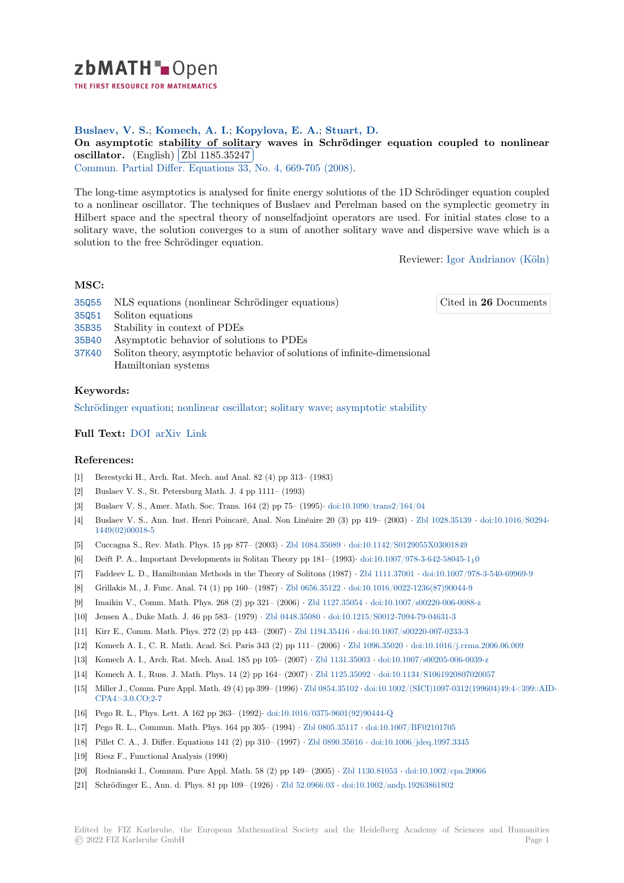**Buslaev, V. S.**; **Komech, A. I.**; **Kopylova, E. A.**; **Stuart, D.**

**On asymptotic stability of solitary waves in Schrödinger equation coupled to nonlinear oscillator.** (English) Zbl 1185.35247

Commun. Partial Differ. Equations 33, No. 4, 669-705 (2008).

The long-time asymptotics is analysed for finite energy solutions of the 1D Schrödinger equation coupled to a nonlinear oscillator. The techniques of Buslaev and Perelman based on the symplectic geometry in Hilbert space and the spectral theory of nonselfadjoint operators are used. For initial states close to a solitary wave, the solution converges to a sum of another solitary wave and dispersive wave which is a solution to the free Schrödinger equation.

Reviewer: Igor Andrianov (Köln)

## MSC:

- 35Q55 NLS equations (nonlinear Schrödinger equations)
- 35Q51 Soliton equations
- 35B35 Stability in context of PDEs
- 35B40 Asymptotic behavior of solutions to PDEs
- 37K40 Soliton theory, asymptotic behavior of solutions of infinite-dimensional Hamiltonian systems

Cited in **26** Documents

## Keywords:

Schrödinger equation; nonlinear oscillator; solitary wave; asymptotic stability

## Full Text:

DOI arXiv Link

## References:

- [1] Berestycki H., Arch. Rat. Mech. and Anal. 82 (4) pp 313– (1983)
- [2] Buslaev V. S., St. Petersburg Math. J. 4 pp 1111– (1993)
- [3] Buslaev V. S., Amer. Math. Soc. Trans. 164 (2) pp 75– (1995)· doi:10.1090/trans2/164/04
- [4] Buslaev V. S., Ann. Inst. Henri Poincaré, Anal. Non Linéaire 20 (3) pp 419– (2003) · Zbl 1028.35139 · doi:10.1016/S0294-1449(02)00018-5
- [5] Cuccagna S., Rev. Math. Phys. 15 pp 877– (2003) · Zbl 1084.35089 · doi:10.1142/S0129055X03001849
- [6] Deift P. A., Important Developments in Solitan Theory pp 181– (1993)· doi:10.1007/978-3-642-58045-1_10
- [7] Faddeev L. D., Hamiltonian Methods in the Theory of Solitons (1987) · Zbl 1111.37001 · doi:10.1007/978-3-540-69969-9
- [8] Grillakis M., J. Func. Anal. 74 (1) pp 160– (1987) · Zbl 0656.35122 · doi:10.1016/0022-1236(87)90044-9
- [9] Imaikin V., Comm. Math. Phys. 268 (2) pp 321– (2006) · Zbl 1127.35054 · doi:10.1007/s00220-006-0088-z
- [10] Jensen A., Duke Math. J. 46 pp 583– (1979) · Zbl 0448.35080 · doi:10.1215/S0012-7094-79-04631-3
- [11] Kirr E., Comm. Math. Phys. 272 (2) pp 443– (2007) · Zbl 1194.35416 · doi:10.1007/s00220-007-0233-3
- [12] Komech A. I., C. R. Math. Acad. Sci. Paris 343 (2) pp 111– (2006) · Zbl 1096.35020 · doi:10.1016/j.crma.2006.06.009
- [13] Komech A. I., Arch. Rat. Mech. Anal. 185 pp 105– (2007) · Zbl 1131.35003 · doi:10.1007/s00205-006-0039-z
- [14] Komech A. I., Russ. J. Math. Phys. 14 (2) pp 164– (2007) · Zbl 1125.35092 · doi:10.1134/S1061920807020057
- [15] Miller J., Comm. Pure Appl. Math. 49 (4) pp 399– (1996) · Zbl 0854.35102 · doi:10.1002/(SICI)1097-0312(199604)49:4<399::AID-CPA4>3.0.CO;2-7
- [16] Pego R. L., Phys. Lett. A 162 pp 263– (1992)· doi:10.1016/0375-9601(92)90444-Q
- [17] Pego R. L., Commun. Math. Phys. 164 pp 305– (1994) · Zbl 0805.35117 · doi:10.1007/BF02101705
- [18] Pillet C. A., J. Differ. Equations 141 (2) pp 310– (1997) · Zbl 0890.35016 · doi:10.1006/jdeq.1997.3345
- [19] Riesz F., Functional Analysis (1990)
- [20] Rodnianski I., Commun. Pure Appl. Math. 58 (2) pp 149– (2005) · Zbl 1130.81053 · doi:10.1002/cpa.20066
- [21] Schrödinger E., Ann. d. Phys. 81 pp 109– (1926) · Zbl 52.0966.03 · doi:10.1002/andp.19263861802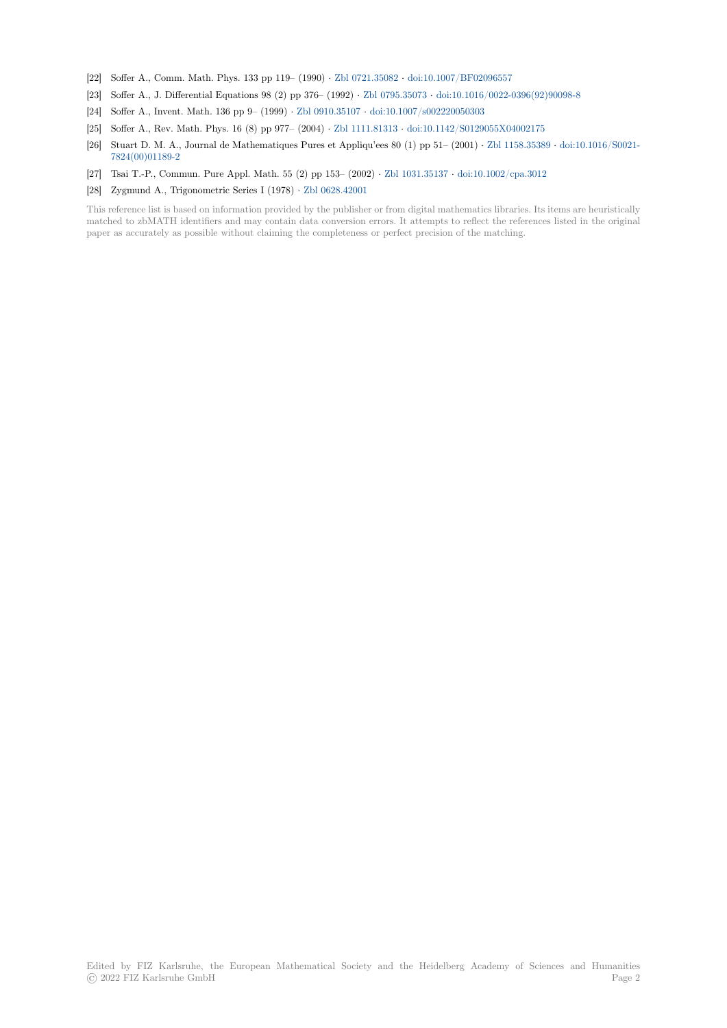[22] Soffer A., Comm. Math. Phys. 133 pp 119– (1990) · Zbl 0721.35082 · doi:10.1007/BF02096557

[23] Soffer A., J. Differential Equations 98 (2) pp 376– (1992) · Zbl 0795.35073 · doi:10.1016/0022-0396(92)90098-8

[24] Soffer A., Invent. Math. 136 pp 9– (1999) · Zbl 0910.35107 · doi:10.1007/s002220050303

[25] Soffer A., Rev. Math. Phys. 16 (8) pp 977– (2004) · Zbl 1111.81313 · doi:10.1142/S0129055X04002175

[26] Stuart D. M. A., Journal de Mathematiques Pures et Appliqu'ees 80 (1) pp 51– (2001) · Zbl 1158.35389 · doi:10.1016/S0021-7824(00)01189-2

[27] Tsai T.-P., Commun. Pure Appl. Math. 55 (2) pp 153– (2002) · Zbl 1031.35137 · doi:10.1002/cpa.3012

[28] Zygmund A., Trigonometric Series I (1978) · Zbl 0628.42001

This reference list is based on information provided by the publisher or from digital mathematics libraries. Its items are heuristically matched to zbMATH identifiers and may contain data conversion errors. It attempts to reflect the references listed in the original paper as accurately as possible without claiming the completeness or perfect precision of the matching.